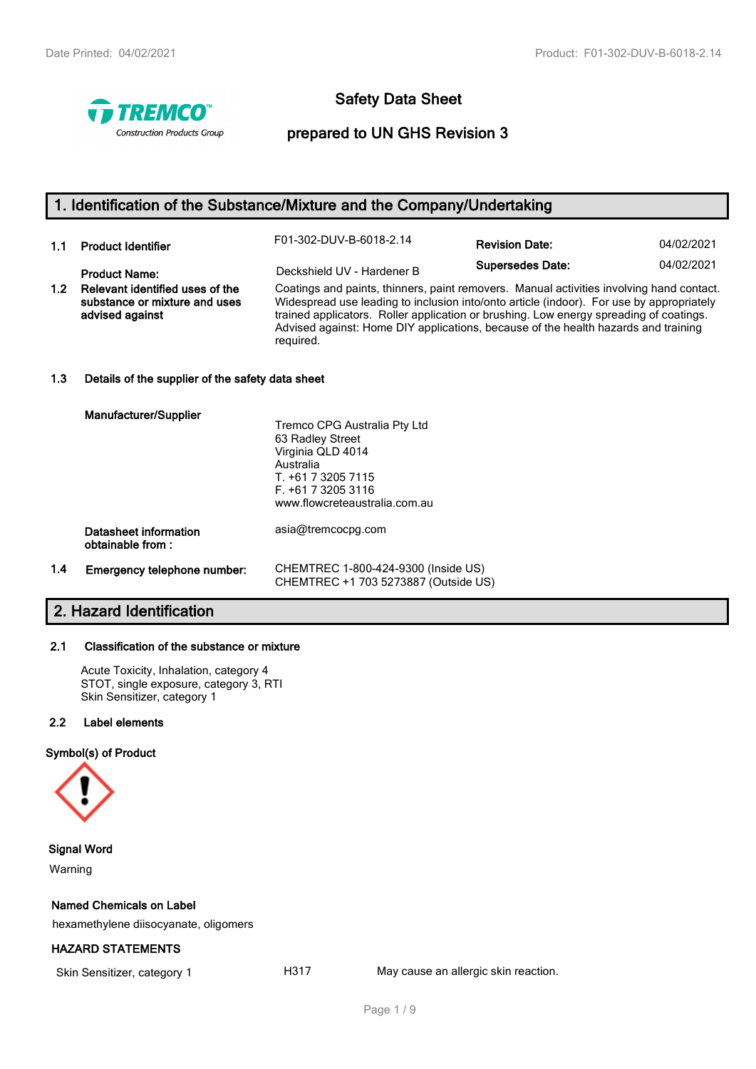# Safety Data Sheet

## prepared to UN GHS Revision 3

## 1. Identification of the Substance/Mixture and the Company/Undertaking

| | | | | |
|---|---|---|---|---|
| 1.1 | **Product Identifier** | F01-302-DUV-B-6018-2.14 | **Revision Date:** | 04/02/2021 |
| | **Product Name:** | Deckshield UV - Hardener B | **Supersedes Date:** | 04/02/2021 |

**1.2 Relevant identified uses of the substance or mixture and uses advised against**

Coatings and paints, thinners, paint removers. Manual activities involving hand contact. Widespread use leading to inclusion into/onto article (indoor). For use by appropriately trained applicators. Roller application or brushing. Low energy spreading of coatings. Advised against: Home DIY applications, because of the health hazards and training required.

**1.3 Details of the supplier of the safety data sheet**

**Manufacturer/Supplier**

Tremco CPG Australia Pty Ltd
63 Radley Street
Virginia QLD 4014
Australia
T. +61 7 3205 7115
F. +61 7 3205 3116
www.flowcreteaustralia.com.au

**Datasheet information obtainable from :** asia@tremcocpg.com

**1.4 Emergency telephone number:**

CHEMTREC 1-800-424-9300 (Inside US)
CHEMTREC +1 703 5273887 (Outside US)

## 2. Hazard Identification

**2.1 Classification of the substance or mixture**

Acute Toxicity, Inhalation, category 4
STOT, single exposure, category 3, RTI
Skin Sensitizer, category 1

**2.2 Label elements**

**Symbol(s) of Product**

**Signal Word**

Warning

**Named Chemicals on Label**

hexamethylene diisocyanate, oligomers

**HAZARD STATEMENTS**

| | | |
|---|---|---|
| Skin Sensitizer, category 1 | H317 | May cause an allergic skin reaction. |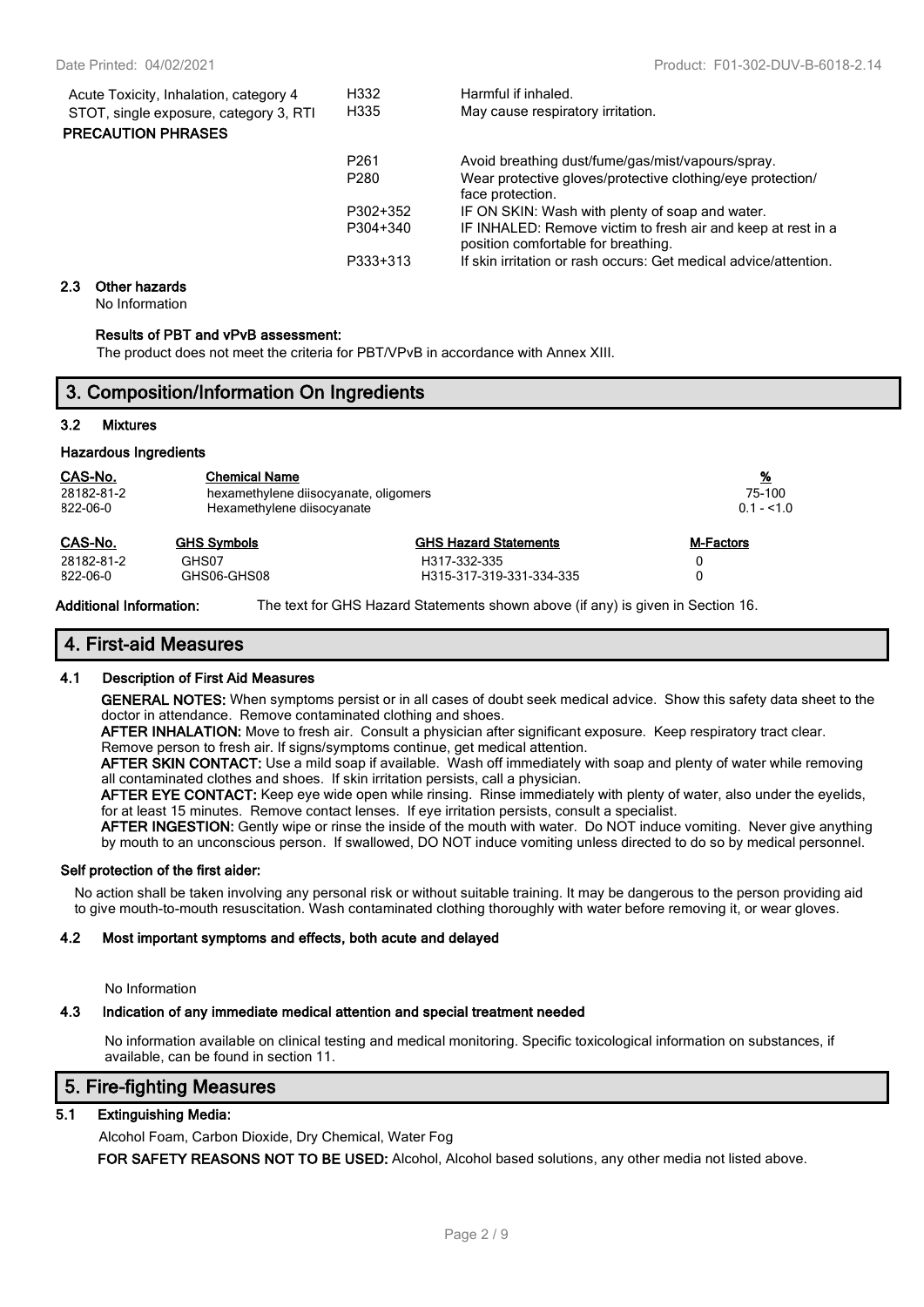| | | |
|---|---|---|
| Acute Toxicity, Inhalation, category 4 | H332 | Harmful if inhaled. |
| STOT, single exposure, category 3, RTI | H335 | May cause respiratory irritation. |

**PRECAUTION PHRASES**

| | |
|---|---|
| P261 | Avoid breathing dust/fume/gas/mist/vapours/spray. |
| P280 | Wear protective gloves/protective clothing/eye protection/ face protection. |
| P302+352 | IF ON SKIN: Wash with plenty of soap and water. |
| P304+340 | IF INHALED: Remove victim to fresh air and keep at rest in a position comfortable for breathing. |
| P333+313 | If skin irritation or rash occurs: Get medical advice/attention. |

### 2.3 Other hazards

No Information

**Results of PBT and vPvB assessment:**

The product does not meet the criteria for PBT/VPvB in accordance with Annex XIII.

## 3. Composition/Information On Ingredients

### 3.2 Mixtures

**Hazardous Ingredients**

| CAS-No. | Chemical Name | % |
|---|---|---|
| 28182-81-2 | hexamethylene diisocyanate, oligomers | 75-100 |
| 822-06-0 | Hexamethylene diisocyanate | 0.1 - <1.0 |

| CAS-No. | GHS Symbols | GHS Hazard Statements | M-Factors |
|---|---|---|---|
| 28182-81-2 | GHS07 | H317-332-335 | 0 |
| 822-06-0 | GHS06-GHS08 | H315-317-319-331-334-335 | 0 |

**Additional Information:** The text for GHS Hazard Statements shown above (if any) is given in Section 16.

## 4. First-aid Measures

### 4.1 Description of First Aid Measures

**GENERAL NOTES:** When symptoms persist or in all cases of doubt seek medical advice. Show this safety data sheet to the doctor in attendance. Remove contaminated clothing and shoes.

**AFTER INHALATION:** Move to fresh air. Consult a physician after significant exposure. Keep respiratory tract clear. Remove person to fresh air. If signs/symptoms continue, get medical attention.

**AFTER SKIN CONTACT:** Use a mild soap if available. Wash off immediately with soap and plenty of water while removing all contaminated clothes and shoes. If skin irritation persists, call a physician.

**AFTER EYE CONTACT:** Keep eye wide open while rinsing. Rinse immediately with plenty of water, also under the eyelids, for at least 15 minutes. Remove contact lenses. If eye irritation persists, consult a specialist.

**AFTER INGESTION:** Gently wipe or rinse the inside of the mouth with water. Do NOT induce vomiting. Never give anything by mouth to an unconscious person. If swallowed, DO NOT induce vomiting unless directed to do so by medical personnel.

**Self protection of the first aider:**

No action shall be taken involving any personal risk or without suitable training. It may be dangerous to the person providing aid to give mouth-to-mouth resuscitation. Wash contaminated clothing thoroughly with water before removing it, or wear gloves.

### 4.2 Most important symptoms and effects, both acute and delayed

No Information

### 4.3 Indication of any immediate medical attention and special treatment needed

No information available on clinical testing and medical monitoring. Specific toxicological information on substances, if available, can be found in section 11.

## 5. Fire-fighting Measures

### 5.1 Extinguishing Media:

Alcohol Foam, Carbon Dioxide, Dry Chemical, Water Fog

**FOR SAFETY REASONS NOT TO BE USED:** Alcohol, Alcohol based solutions, any other media not listed above.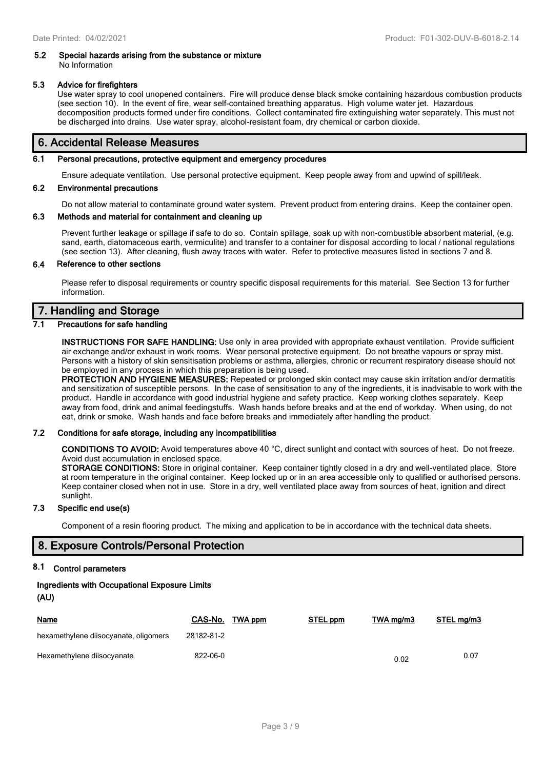### 5.2 Special hazards arising from the substance or mixture

No Information

### 5.3 Advice for firefighters

Use water spray to cool unopened containers. Fire will produce dense black smoke containing hazardous combustion products (see section 10). In the event of fire, wear self-contained breathing apparatus. High volume water jet. Hazardous decomposition products formed under fire conditions. Collect contaminated fire extinguishing water separately. This must not be discharged into drains. Use water spray, alcohol-resistant foam, dry chemical or carbon dioxide.

## 6. Accidental Release Measures

### 6.1 Personal precautions, protective equipment and emergency procedures

Ensure adequate ventilation. Use personal protective equipment. Keep people away from and upwind of spill/leak.

### 6.2 Environmental precautions

Do not allow material to contaminate ground water system. Prevent product from entering drains. Keep the container open.

### 6.3 Methods and material for containment and cleaning up

Prevent further leakage or spillage if safe to do so. Contain spillage, soak up with non-combustible absorbent material, (e.g. sand, earth, diatomaceous earth, vermiculite) and transfer to a container for disposal according to local / national regulations (see section 13). After cleaning, flush away traces with water. Refer to protective measures listed in sections 7 and 8.

### 6.4 Reference to other sections

Please refer to disposal requirements or country specific disposal requirements for this material. See Section 13 for further information.

## 7. Handling and Storage

### 7.1 Precautions for safe handling

**INSTRUCTIONS FOR SAFE HANDLING:** Use only in area provided with appropriate exhaust ventilation. Provide sufficient air exchange and/or exhaust in work rooms. Wear personal protective equipment. Do not breathe vapours or spray mist. Persons with a history of skin sensitisation problems or asthma, allergies, chronic or recurrent respiratory disease should not be employed in any process in which this preparation is being used.

**PROTECTION AND HYGIENE MEASURES:** Repeated or prolonged skin contact may cause skin irritation and/or dermatitis and sensitization of susceptible persons. In the case of sensitisation to any of the ingredients, it is inadvisable to work with the product. Handle in accordance with good industrial hygiene and safety practice. Keep working clothes separately. Keep away from food, drink and animal feedingstuffs. Wash hands before breaks and at the end of workday. When using, do not eat, drink or smoke. Wash hands and face before breaks and immediately after handling the product.

### 7.2 Conditions for safe storage, including any incompatibilities

**CONDITIONS TO AVOID:** Avoid temperatures above 40 °C, direct sunlight and contact with sources of heat. Do not freeze. Avoid dust accumulation in enclosed space.

**STORAGE CONDITIONS:** Store in original container. Keep container tightly closed in a dry and well-ventilated place. Store at room temperature in the original container. Keep locked up or in an area accessible only to qualified or authorised persons. Keep container closed when not in use. Store in a dry, well ventilated place away from sources of heat, ignition and direct sunlight.

### 7.3 Specific end use(s)

Component of a resin flooring product. The mixing and application to be in accordance with the technical data sheets.

## 8. Exposure Controls/Personal Protection

### 8.1 Control parameters

**Ingredients with Occupational Exposure Limits**

**(AU)**

| Name | CAS-No. | TWA ppm | STEL ppm | TWA mg/m3 | STEL mg/m3 |
|---|---|---|---|---|---|
| hexamethylene diisocyanate, oligomers | 28182-81-2 | | | | |
| Hexamethylene diisocyanate | 822-06-0 | | | 0.02 | 0.07 |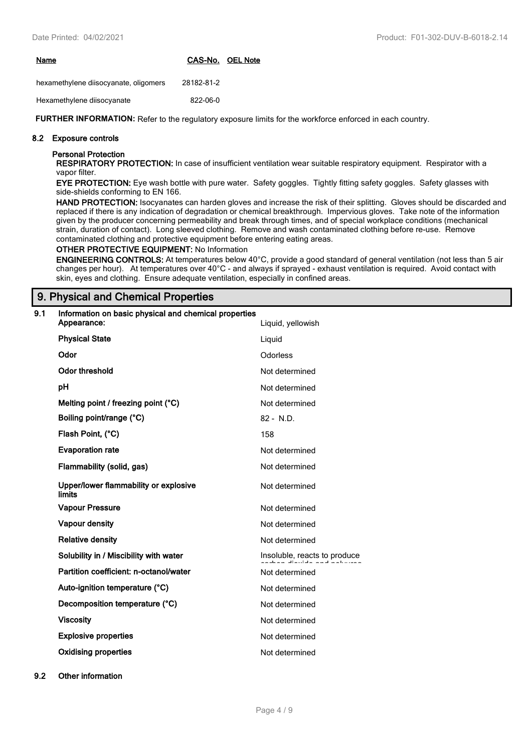| Name | CAS-No. | OEL Note |
| --- | --- | --- |
| hexamethylene diisocyanate, oligomers | 28182-81-2 | |
| Hexamethylene diisocyanate | 822-06-0 | |

**FURTHER INFORMATION:** Refer to the regulatory exposure limits for the workforce enforced in each country.

### 8.2 Exposure controls

**Personal Protection**

**RESPIRATORY PROTECTION:** In case of insufficient ventilation wear suitable respiratory equipment. Respirator with a vapor filter.

**EYE PROTECTION:** Eye wash bottle with pure water. Safety goggles. Tightly fitting safety goggles. Safety glasses with side-shields conforming to EN 166.

**HAND PROTECTION:** Isocyanates can harden gloves and increase the risk of their splitting. Gloves should be discarded and replaced if there is any indication of degradation or chemical breakthrough. Impervious gloves. Take note of the information given by the producer concerning permeability and break through times, and of special workplace conditions (mechanical strain, duration of contact). Long sleeved clothing. Remove and wash contaminated clothing before re-use. Remove contaminated clothing and protective equipment before entering eating areas.

**OTHER PROTECTIVE EQUIPMENT:** No Information

**ENGINEERING CONTROLS:** At temperatures below 40°C, provide a good standard of general ventilation (not less than 5 air changes per hour). At temperatures over 40°C - and always if sprayed - exhaust ventilation is required. Avoid contact with skin, eyes and clothing. Ensure adequate ventilation, especially in confined areas.

## 9. Physical and Chemical Properties

### 9.1 Information on basic physical and chemical properties

| Property | Value |
| --- | --- |
| **Appearance:** | Liquid, yellowish |
| **Physical State** | Liquid |
| **Odor** | Odorless |
| **Odor threshold** | Not determined |
| **pH** | Not determined |
| **Melting point / freezing point (°C)** | Not determined |
| **Boiling point/range (°C)** | 82 - N.D. |
| **Flash Point, (°C)** | 158 |
| **Evaporation rate** | Not determined |
| **Flammability (solid, gas)** | Not determined |
| **Upper/lower flammability or explosive limits** | Not determined |
| **Vapour Pressure** | Not determined |
| **Vapour density** | Not determined |
| **Relative density** | Not determined |
| **Solubility in / Miscibility with water** | Insoluble, reacts to produce carbon dioxide and polyureas |
| **Partition coefficient: n-octanol/water** | Not determined |
| **Auto-ignition temperature (°C)** | Not determined |
| **Decomposition temperature (°C)** | Not determined |
| **Viscosity** | Not determined |
| **Explosive properties** | Not determined |
| **Oxidising properties** | Not determined |

### 9.2 Other information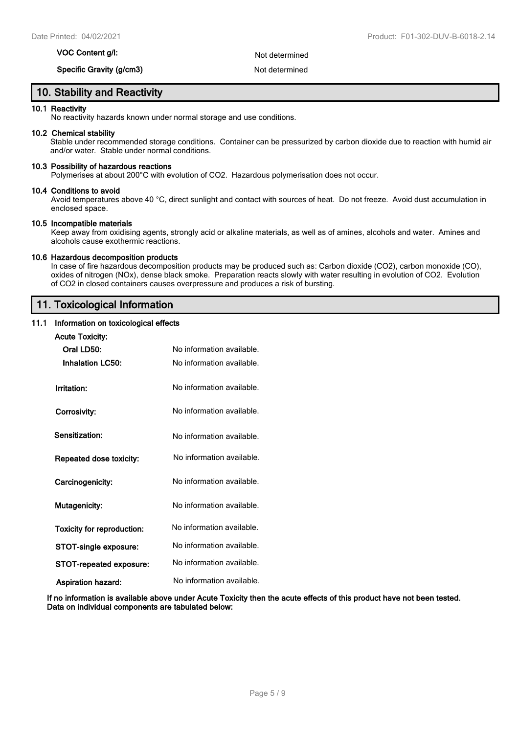| | |
|---|---|
| **VOC Content g/l:** | Not determined |
| **Specific Gravity (g/cm3)** | Not determined |

## 10. Stability and Reactivity

**10.1 Reactivity**
No reactivity hazards known under normal storage and use conditions.

**10.2 Chemical stability**
Stable under recommended storage conditions. Container can be pressurized by carbon dioxide due to reaction with humid air and/or water. Stable under normal conditions.

**10.3 Possibility of hazardous reactions**
Polymerises at about 200°C with evolution of $CO_2$. Hazardous polymerisation does not occur.

**10.4 Conditions to avoid**
Avoid temperatures above 40 °C, direct sunlight and contact with sources of heat. Do not freeze. Avoid dust accumulation in enclosed space.

**10.5 Incompatible materials**
Keep away from oxidising agents, strongly acid or alkaline materials, as well as of amines, alcohols and water. Amines and alcohols cause exothermic reactions.

**10.6 Hazardous decomposition products**
In case of fire hazardous decomposition products may be produced such as: Carbon dioxide ($CO_2$), carbon monoxide (CO), oxides of nitrogen ($NO_x$), dense black smoke. Preparation reacts slowly with water resulting in evolution of $CO_2$. Evolution of $CO_2$ in closed containers causes overpressure and produces a risk of bursting.

## 11. Toxicological Information

**11.1 Information on toxicological effects**

**Acute Toxicity:**

| | |
|---|---|
| **Oral LD50:** | No information available. |
| **Inhalation LC50:** | No information available. |
| **Irritation:** | No information available. |
| **Corrosivity:** | No information available. |
| **Sensitization:** | No information available. |
| **Repeated dose toxicity:** | No information available. |
| **Carcinogenicity:** | No information available. |
| **Mutagenicity:** | No information available. |
| **Toxicity for reproduction:** | No information available. |
| **STOT-single exposure:** | No information available. |
| **STOT-repeated exposure:** | No information available. |
| **Aspiration hazard:** | No information available. |

**If no information is available above under Acute Toxicity then the acute effects of this product have not been tested. Data on individual components are tabulated below:**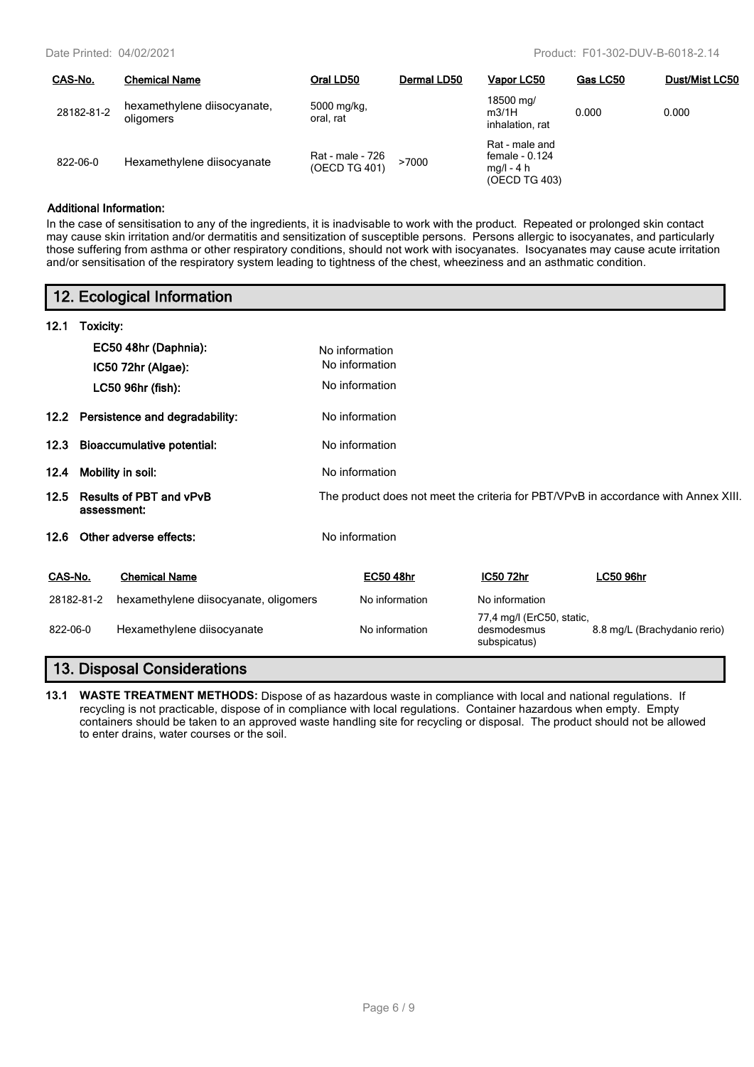| CAS-No. | Chemical Name | Oral LD50 | Dermal LD50 | Vapor LC50 | Gas LC50 | Dust/Mist LC50 |
|---|---|---|---|---|---|---|
| 28182-81-2 | hexamethylene diisocyanate, oligomers | 5000 mg/kg, oral, rat | | 18500 mg/ m3/1H inhalation, rat | 0.000 | 0.000 |
| 822-06-0 | Hexamethylene diisocyanate | Rat - male - 726 (OECD TG 401) | >7000 | Rat - male and female - 0.124 mg/l - 4 h (OECD TG 403) | | |

**Additional Information:**

In the case of sensitisation to any of the ingredients, it is inadvisable to work with the product. Repeated or prolonged skin contact may cause skin irritation and/or dermatitis and sensitization of susceptible persons. Persons allergic to isocyanates, and particularly those suffering from asthma or other respiratory conditions, should not work with isocyanates. Isocyanates may cause acute irritation and/or sensitisation of the respiratory system leading to tightness of the chest, wheeziness and an asthmatic condition.

## 12. Ecological Information

**12.1 Toxicity:**

| | |
|---|---|
| **EC50 48hr (Daphnia):** | No information |
| **IC50 72hr (Algae):** | No information |
| **LC50 96hr (fish):** | No information |

**12.2 Persistence and degradability:** No information

**12.3 Bioaccumulative potential:** No information

**12.4 Mobility in soil:** No information

**12.5 Results of PBT and vPvB assessment:** The product does not meet the criteria for PBT/VPvB in accordance with Annex XIII.

**12.6 Other adverse effects:** No information

| CAS-No. | Chemical Name | EC50 48hr | IC50 72hr | LC50 96hr |
|---|---|---|---|---|
| 28182-81-2 | hexamethylene diisocyanate, oligomers | No information | No information | |
| 822-06-0 | Hexamethylene diisocyanate | No information | 77,4 mg/l (ErC50, static, desmodesmus subspicatus) | 8.8 mg/L (Brachydanio rerio) |

## 13. Disposal Considerations

**13.1 WASTE TREATMENT METHODS:** Dispose of as hazardous waste in compliance with local and national regulations. If recycling is not practicable, dispose of in compliance with local regulations. Container hazardous when empty. Empty containers should be taken to an approved waste handling site for recycling or disposal. The product should not be allowed to enter drains, water courses or the soil.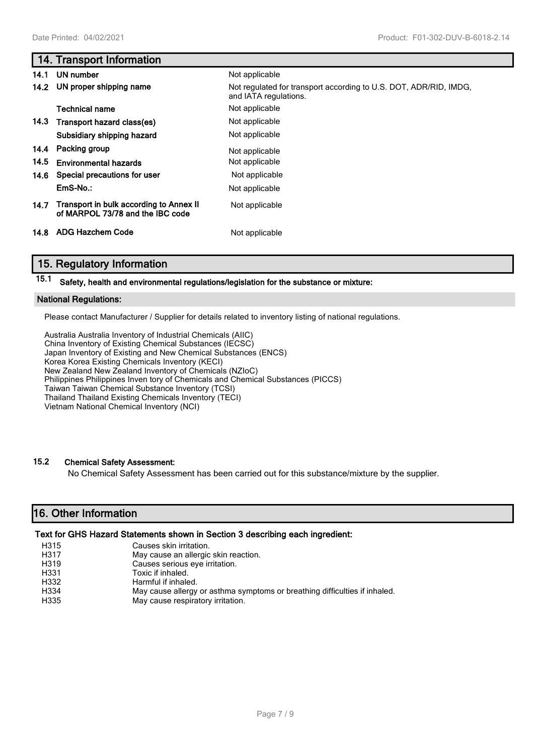## 14. Transport Information

| | | |
|---|---|---|
| 14.1 | UN number | Not applicable |
| 14.2 | UN proper shipping name | Not regulated for transport according to U.S. DOT, ADR/RID, IMDG, and IATA regulations. |
| | Technical name | Not applicable |
| 14.3 | Transport hazard class(es) | Not applicable |
| | Subsidiary shipping hazard | Not applicable |
| 14.4 | Packing group | Not applicable |
| 14.5 | Environmental hazards | Not applicable |
| 14.6 | Special precautions for user | Not applicable |
| | EmS-No.: | Not applicable |
| 14.7 | Transport in bulk according to Annex II of MARPOL 73/78 and the IBC code | Not applicable |
| 14.8 | ADG Hazchem Code | Not applicable |

## 15. Regulatory Information

### 15.1 Safety, health and environmental regulations/legislation for the substance or mixture:

**National Regulations:**

Please contact Manufacturer / Supplier for details related to inventory listing of national regulations.

Australia Australia Inventory of Industrial Chemicals (AIIC)
China Inventory of Existing Chemical Substances (IECSC)
Japan Inventory of Existing and New Chemical Substances (ENCS)
Korea Korea Existing Chemicals Inventory (KECI)
New Zealand New Zealand Inventory of Chemicals (NZIoC)
Philippines Philippines Inven tory of Chemicals and Chemical Substances (PICCS)
Taiwan Taiwan Chemical Substance Inventory (TCSI)
Thailand Thailand Existing Chemicals Inventory (TECI)
Vietnam National Chemical Inventory (NCI)

### 15.2 Chemical Safety Assessment:

No Chemical Safety Assessment has been carried out for this substance/mixture by the supplier.

## 16. Other Information

**Text for GHS Hazard Statements shown in Section 3 describing each ingredient:**

| | |
|---|---|
| H315 | Causes skin irritation. |
| H317 | May cause an allergic skin reaction. |
| H319 | Causes serious eye irritation. |
| H331 | Toxic if inhaled. |
| H332 | Harmful if inhaled. |
| H334 | May cause allergy or asthma symptoms or breathing difficulties if inhaled. |
| H335 | May cause respiratory irritation. |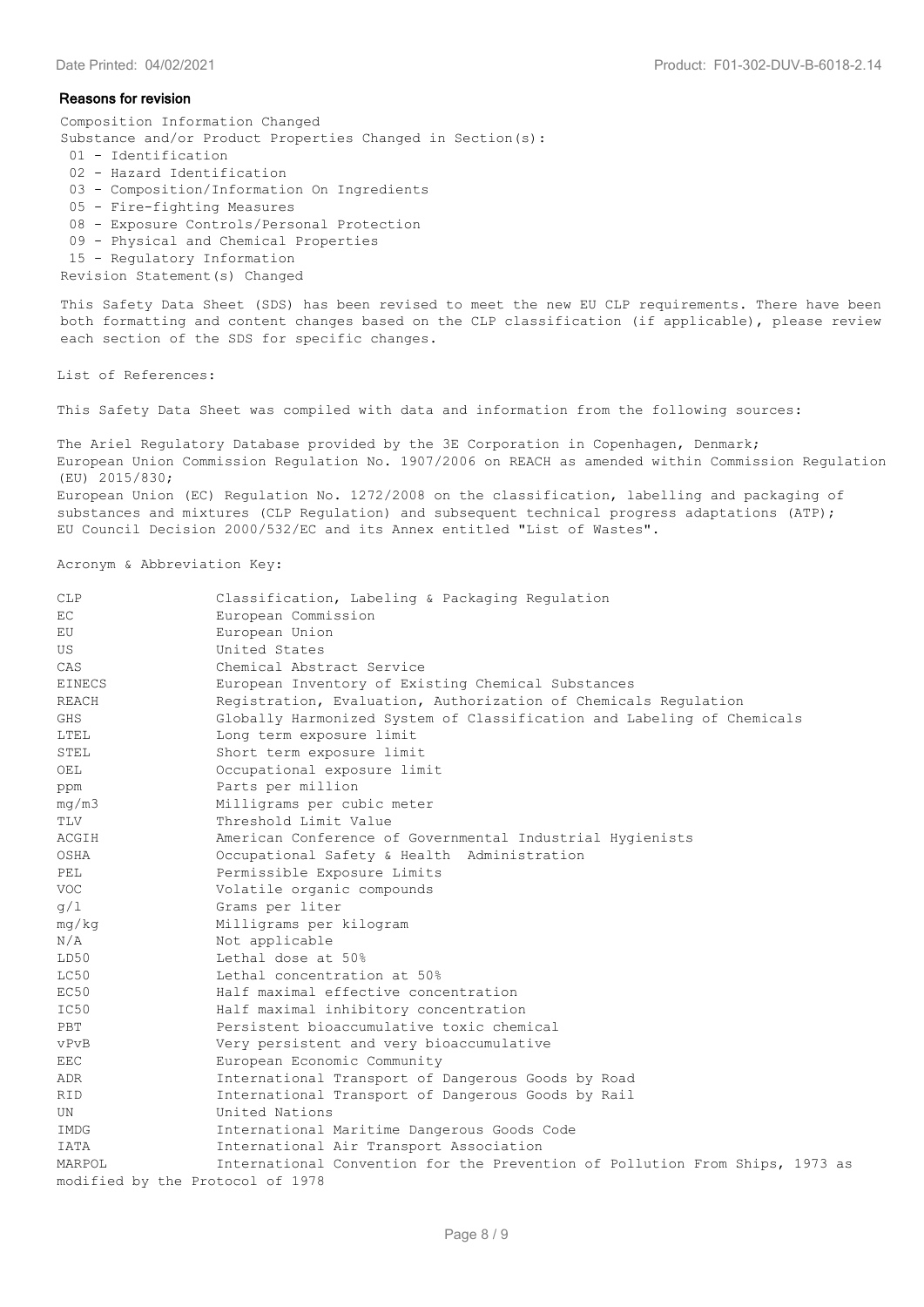### Reasons for revision

Composition Information Changed
Substance and/or Product Properties Changed in Section(s):

- 01 - Identification
- 02 - Hazard Identification
- 03 - Composition/Information On Ingredients
- 05 - Fire-fighting Measures
- 08 - Exposure Controls/Personal Protection
- 09 - Physical and Chemical Properties
- 15 - Regulatory Information

Revision Statement(s) Changed

This Safety Data Sheet (SDS) has been revised to meet the new EU CLP requirements. There have been both formatting and content changes based on the CLP classification (if applicable), please review each section of the SDS for specific changes.

List of References:

This Safety Data Sheet was compiled with data and information from the following sources:

The Ariel Regulatory Database provided by the 3E Corporation in Copenhagen, Denmark;
European Union Commission Regulation No. 1907/2006 on REACH as amended within Commission Regulation (EU) 2015/830;
European Union (EC) Regulation No. 1272/2008 on the classification, labelling and packaging of substances and mixtures (CLP Regulation) and subsequent technical progress adaptations (ATP);
EU Council Decision 2000/532/EC and its Annex entitled "List of Wastes".

Acronym & Abbreviation Key:

| | |
|---|---|
| CLP | Classification, Labeling & Packaging Regulation |
| EC | European Commission |
| EU | European Union |
| US | United States |
| CAS | Chemical Abstract Service |
| EINECS | European Inventory of Existing Chemical Substances |
| REACH | Registration, Evaluation, Authorization of Chemicals Regulation |
| GHS | Globally Harmonized System of Classification and Labeling of Chemicals |
| LTEL | Long term exposure limit |
| STEL | Short term exposure limit |
| OEL | Occupational exposure limit |
| ppm | Parts per million |
| mg/m3 | Milligrams per cubic meter |
| TLV | Threshold Limit Value |
| ACGIH | American Conference of Governmental Industrial Hygienists |
| OSHA | Occupational Safety & Health Administration |
| PEL | Permissible Exposure Limits |
| VOC | Volatile organic compounds |
| g/l | Grams per liter |
| mg/kg | Milligrams per kilogram |
| N/A | Not applicable |
| LD50 | Lethal dose at 50% |
| LC50 | Lethal concentration at 50% |
| EC50 | Half maximal effective concentration |
| IC50 | Half maximal inhibitory concentration |
| PBT | Persistent bioaccumulative toxic chemical |
| vPvB | Very persistent and very bioaccumulative |
| EEC | European Economic Community |
| ADR | International Transport of Dangerous Goods by Road |
| RID | International Transport of Dangerous Goods by Rail |
| UN | United Nations |
| IMDG | International Maritime Dangerous Goods Code |
| IATA | International Air Transport Association |
| MARPOL | International Convention for the Prevention of Pollution From Ships, 1973 as modified by the Protocol of 1978 |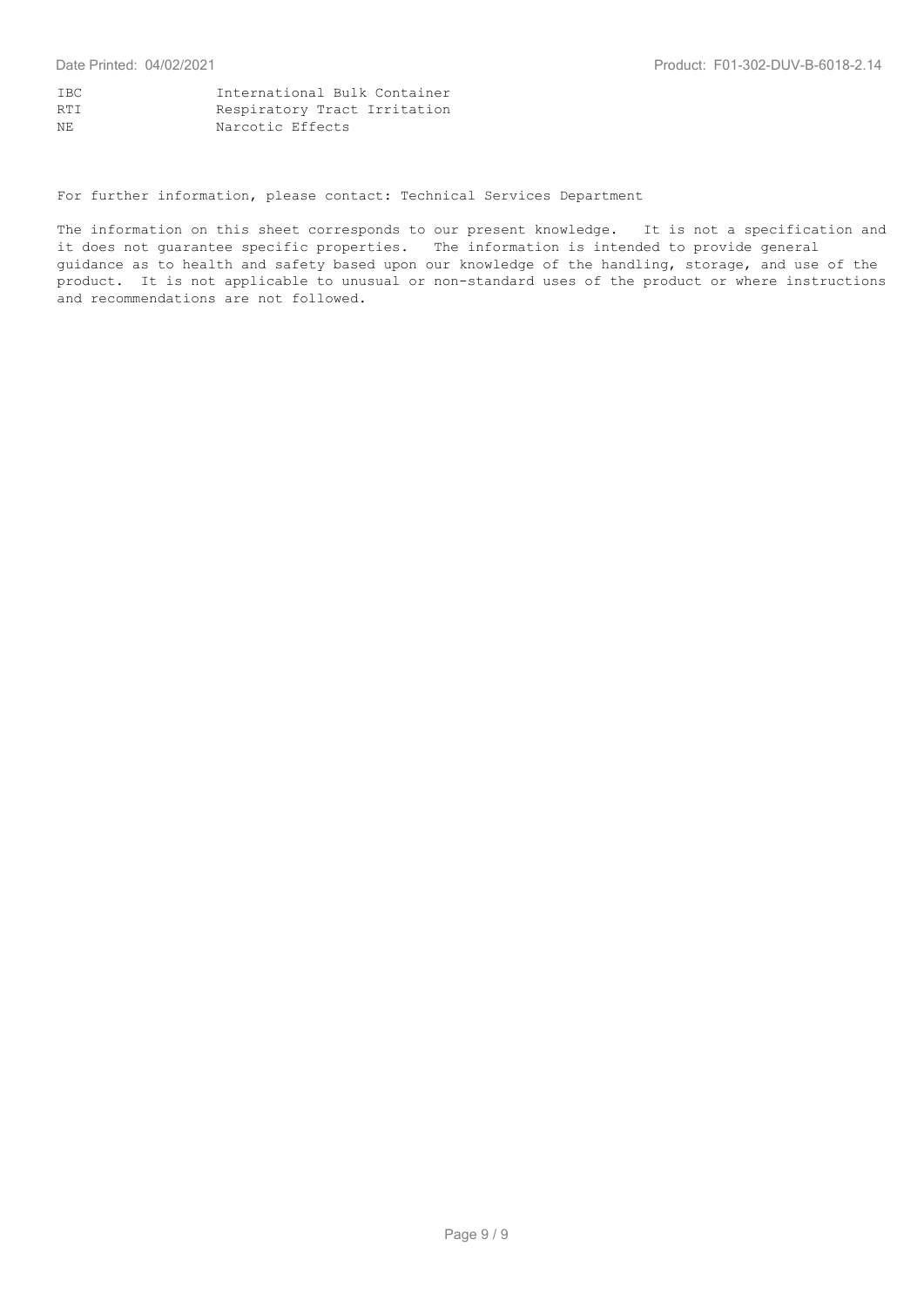| | |
|---|---|
| IBC | International Bulk Container |
| RTI | Respiratory Tract Irritation |
| NE | Narcotic Effects |

For further information, please contact: Technical Services Department

The information on this sheet corresponds to our present knowledge. It is not a specification and it does not guarantee specific properties. The information is intended to provide general guidance as to health and safety based upon our knowledge of the handling, storage, and use of the product. It is not applicable to unusual or non-standard uses of the product or where instructions and recommendations are not followed.